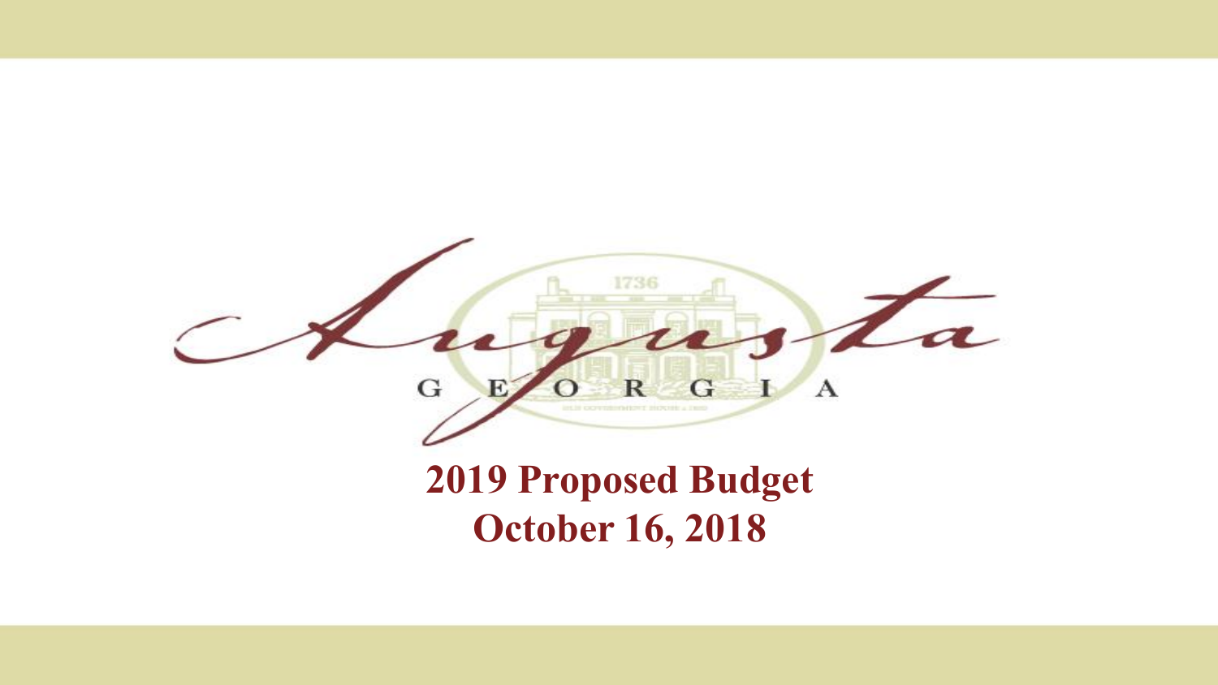Augusta

GEORGIA

# 2019 Proposed Budget

## October 16, 2018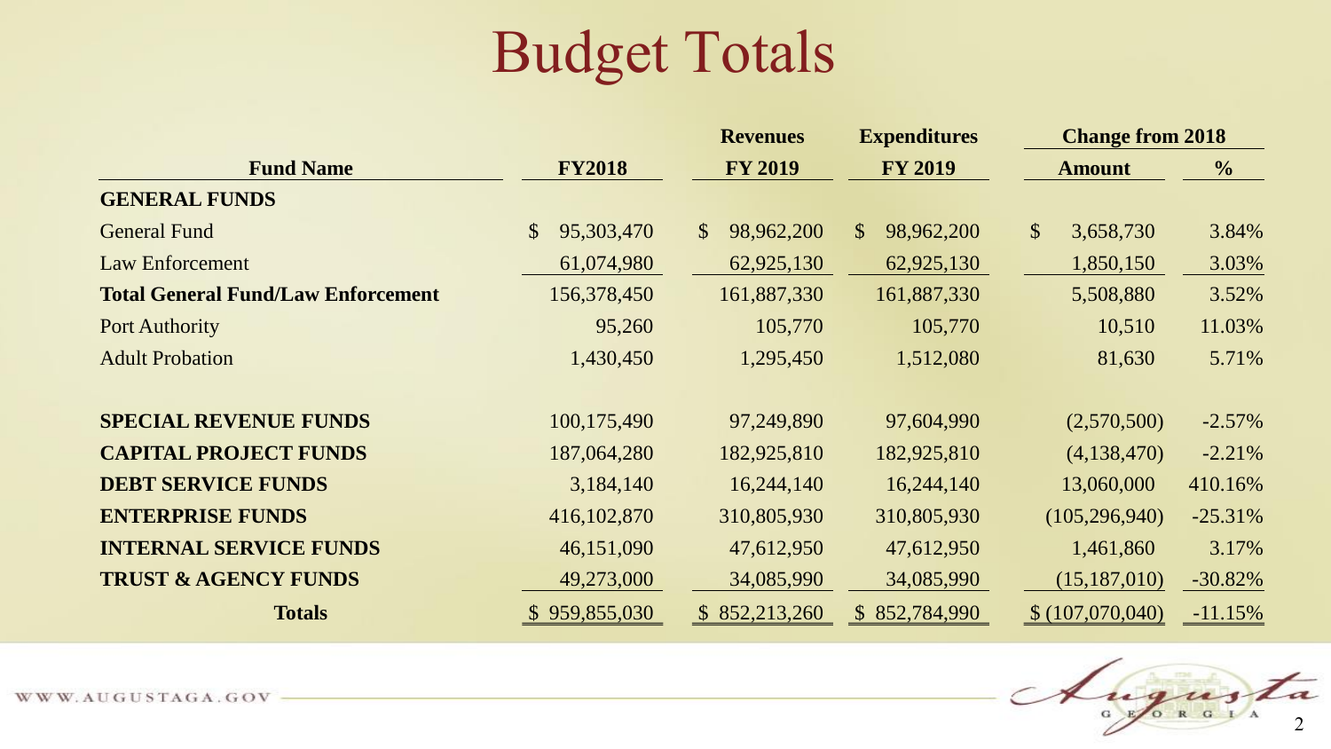# Budget Totals

| Fund Name | FY2018 | Revenues FY 2019 | Expenditures FY 2019 | Change from 2018 Amount | Change from 2018 % |
|---|---|---|---|---|---|
| **GENERAL FUNDS** | | | | | |
| General Fund | $ 95,303,470 | $ 98,962,200 | $ 98,962,200 | $ 3,658,730 | 3.84% |
| Law Enforcement | 61,074,980 | 62,925,130 | 62,925,130 | 1,850,150 | 3.03% |
| **Total General Fund/Law Enforcement** | 156,378,450 | 161,887,330 | 161,887,330 | 5,508,880 | 3.52% |
| Port Authority | 95,260 | 105,770 | 105,770 | 10,510 | 11.03% |
| Adult Probation | 1,430,450 | 1,295,450 | 1,512,080 | 81,630 | 5.71% |
| | | | | | |
| **SPECIAL REVENUE FUNDS** | 100,175,490 | 97,249,890 | 97,604,990 | (2,570,500) | -2.57% |
| **CAPITAL PROJECT FUNDS** | 187,064,280 | 182,925,810 | 182,925,810 | (4,138,470) | -2.21% |
| **DEBT SERVICE FUNDS** | 3,184,140 | 16,244,140 | 16,244,140 | 13,060,000 | 410.16% |
| **ENTERPRISE FUNDS** | 416,102,870 | 310,805,930 | 310,805,930 | (105,296,940) | -25.31% |
| **INTERNAL SERVICE FUNDS** | 46,151,090 | 47,612,950 | 47,612,950 | 1,461,860 | 3.17% |
| **TRUST & AGENCY FUNDS** | 49,273,000 | 34,085,990 | 34,085,990 | (15,187,010) | -30.82% |
| **Totals** | $ 959,855,030 | $ 852,213,260 | $ 852,784,990 | $ (107,070,040) | -11.15% |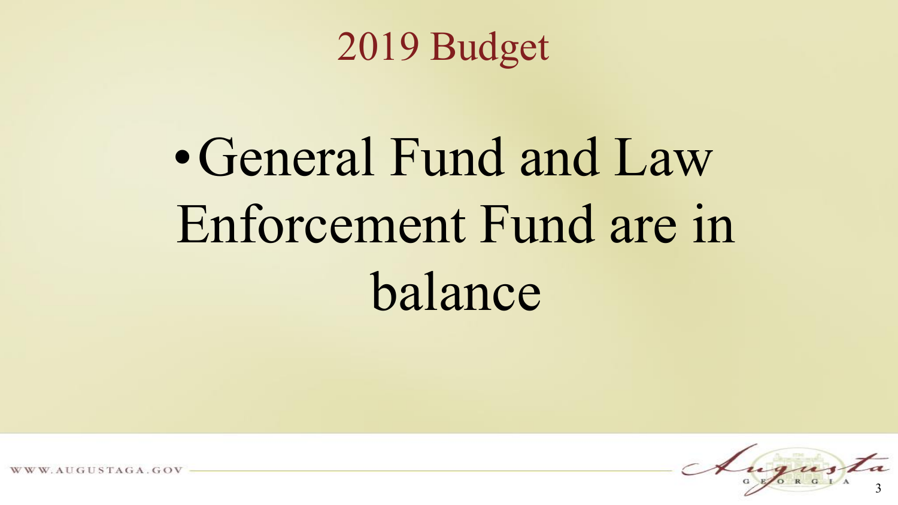# 2019 Budget

- General Fund and Law Enforcement Fund are in balance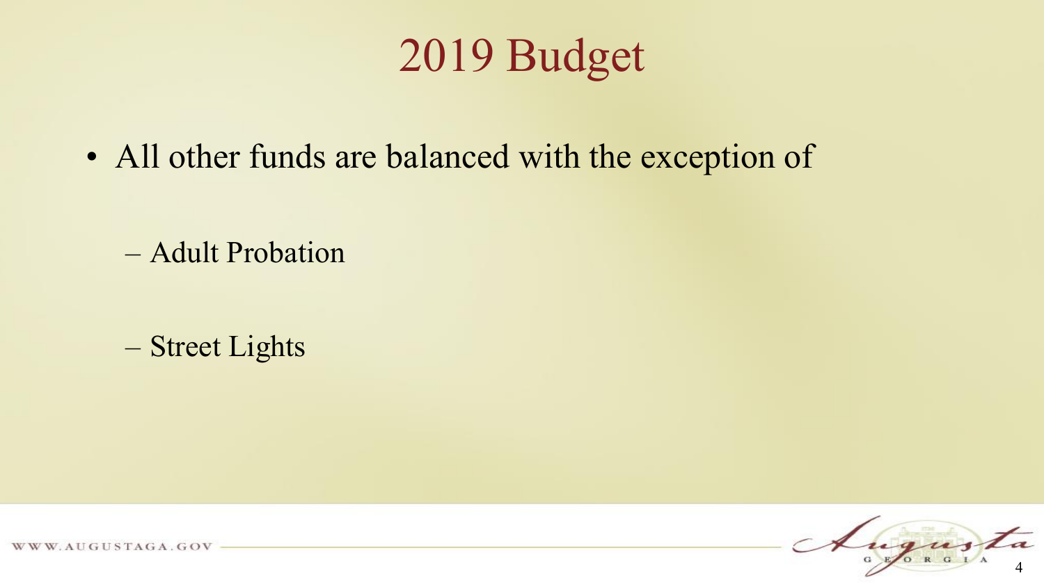# 2019 Budget

- All other funds are balanced with the exception of
  - Adult Probation
  - Street Lights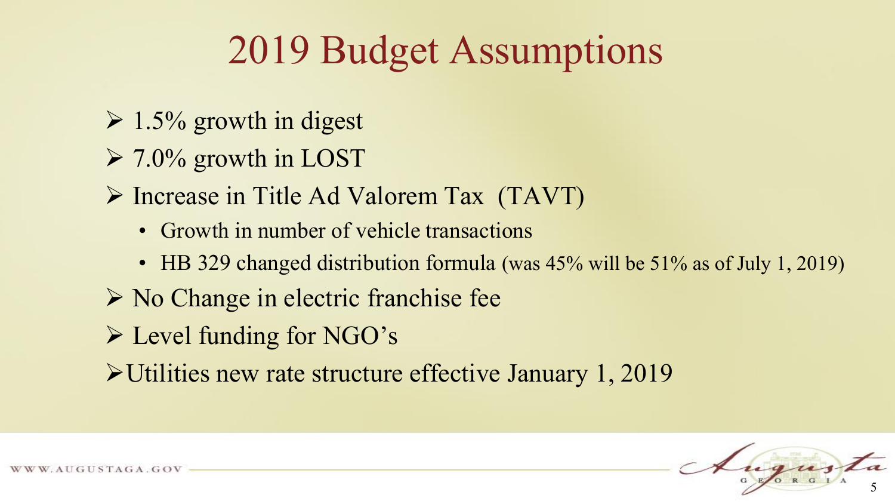# 2019 Budget Assumptions

- 1.5% growth in digest
- 7.0% growth in LOST
- Increase in Title Ad Valorem Tax (TAVT)
  - Growth in number of vehicle transactions
  - HB 329 changed distribution formula (was 45% will be 51% as of July 1, 2019)
- No Change in electric franchise fee
- Level funding for NGO's
- Utilities new rate structure effective January 1, 2019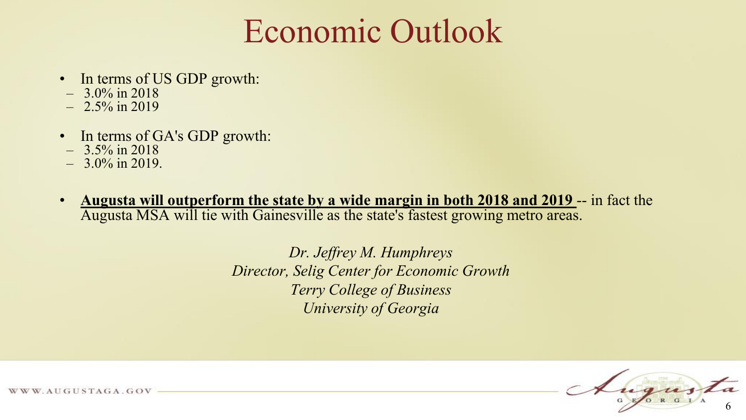# Economic Outlook

- In terms of US GDP growth:
  - 3.0% in 2018
  - 2.5% in 2019
- In terms of GA's GDP growth:
  - 3.5% in 2018
  - 3.0% in 2019.
- **Augusta will outperform the state by a wide margin in both 2018 and 2019** -- in fact the Augusta MSA will tie with Gainesville as the state's fastest growing metro areas.

*Dr. Jeffrey M. Humphreys*
*Director, Selig Center for Economic Growth*
*Terry College of Business*
*University of Georgia*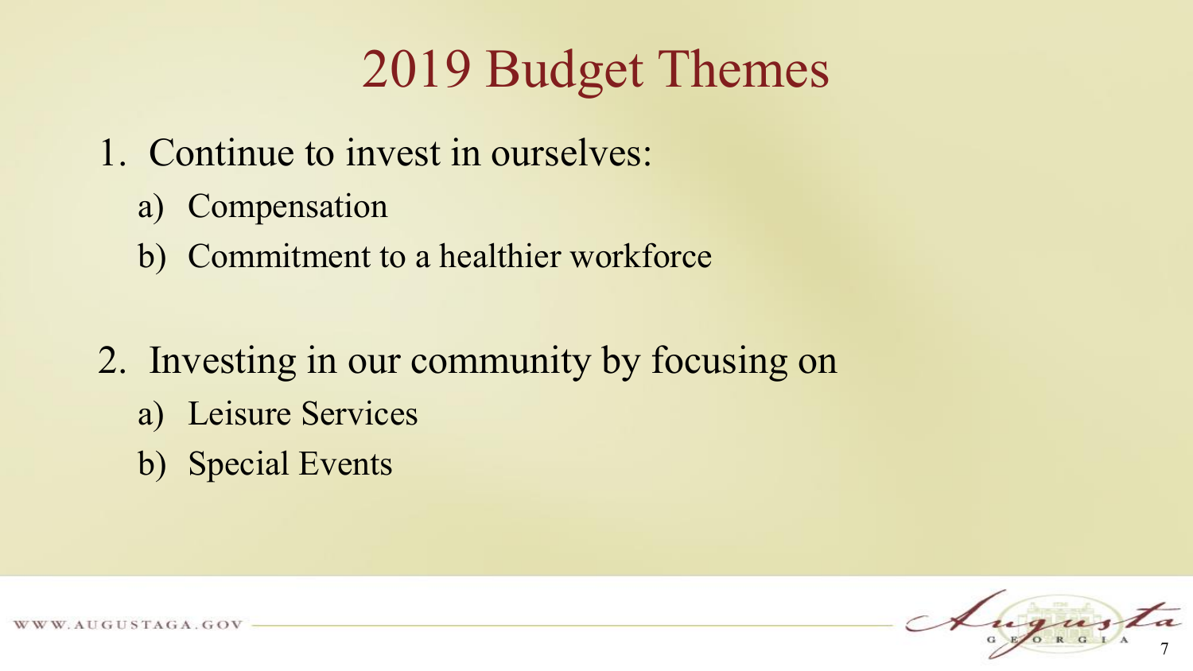# 2019 Budget Themes

1. Continue to invest in ourselves:
    a) Compensation
    b) Commitment to a healthier workforce

2. Investing in our community by focusing on
    a) Leisure Services
    b) Special Events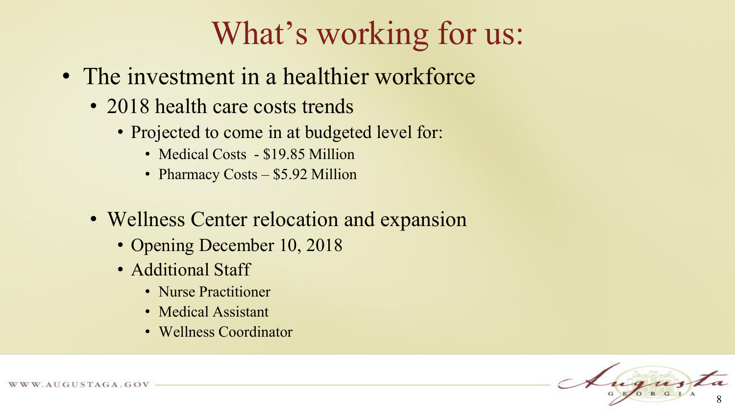# What's working for us:

- The investment in a healthier workforce
  - 2018 health care costs trends
    - Projected to come in at budgeted level for:
      - Medical Costs - $19.85 Million
      - Pharmacy Costs – $5.92 Million
  - Wellness Center relocation and expansion
    - Opening December 10, 2018
    - Additional Staff
      - Nurse Practitioner
      - Medical Assistant
      - Wellness Coordinator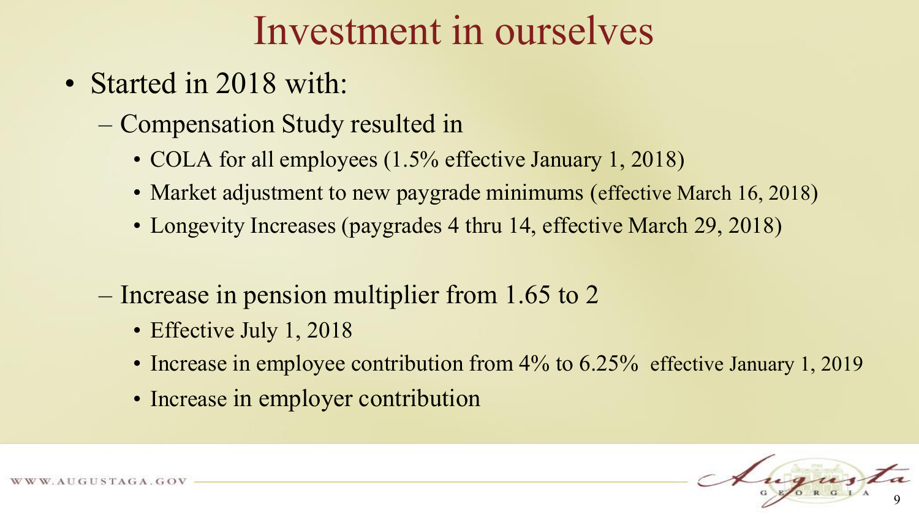# Investment in ourselves

- Started in 2018 with:
  - Compensation Study resulted in
    - COLA for all employees (1.5% effective January 1, 2018)
    - Market adjustment to new paygrade minimums (effective March 16, 2018)
    - Longevity Increases (paygrades 4 thru 14, effective March 29, 2018)
  - Increase in pension multiplier from 1.65 to 2
    - Effective July 1, 2018
    - Increase in employee contribution from 4% to 6.25% effective January 1, 2019
    - Increase in employer contribution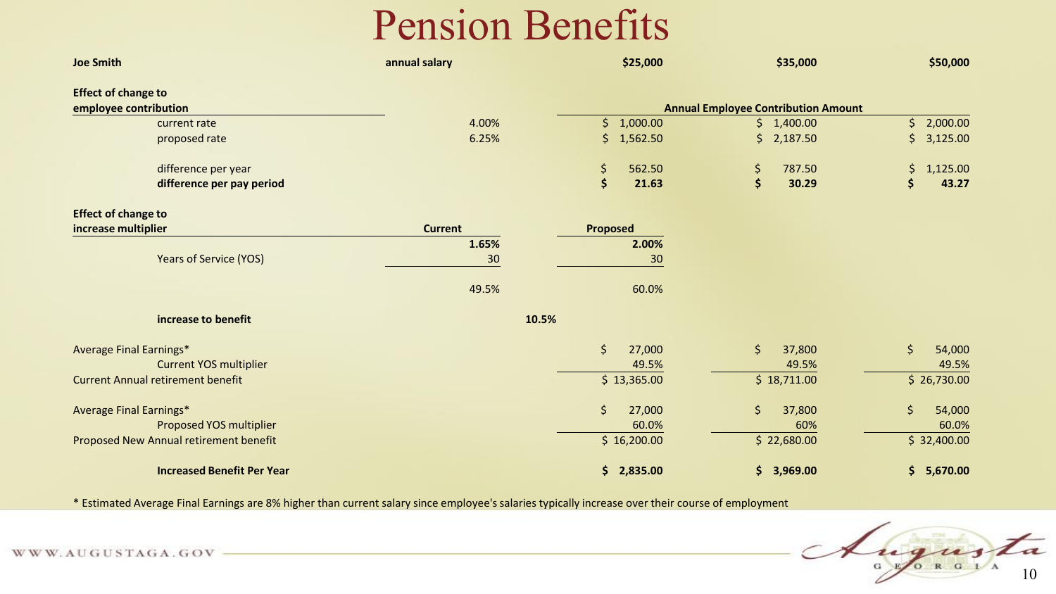# Pension Benefits

| Joe Smith | annual salary | | $25,000 | $35,000 | $50,000 |
|---|---|---|---|---|---|
| **Effect of change to employee contribution** | | | **Annual Employee Contribution Amount** | | |
| current rate | 4.00% | | $ 1,000.00 | $ 1,400.00 | $ 2,000.00 |
| proposed rate | 6.25% | | $ 1,562.50 | $ 2,187.50 | $ 3,125.00 |
| difference per year | | | $ 562.50 | $ 787.50 | $ 1,125.00 |
| **difference per pay period** | | | **$ 21.63** | **$ 30.29** | **$ 43.27** |
| **Effect of change to increase multiplier** | **Current** | | **Proposed** | | |
| | **1.65%** | | **2.00%** | | |
| Years of Service (YOS) | 30 | | 30 | | |
| | 49.5% | | 60.0% | | |
| **increase to benefit** | | **10.5%** | | | |
| Average Final Earnings* | | | $ 27,000 | $ 37,800 | $ 54,000 |
| Current YOS multiplier | | | 49.5% | 49.5% | 49.5% |
| Current Annual retirement benefit | | | $ 13,365.00 | $ 18,711.00 | $ 26,730.00 |
| Average Final Earnings* | | | $ 27,000 | $ 37,800 | $ 54,000 |
| Proposed YOS multiplier | | | 60.0% | 60% | 60.0% |
| Proposed New Annual retirement benefit | | | $ 16,200.00 | $ 22,680.00 | $ 32,400.00 |
| **Increased Benefit Per Year** | | | **$ 2,835.00** | **$ 3,969.00** | **$ 5,670.00** |

* Estimated Average Final Earnings are 8% higher than current salary since employee's salaries typically increase over their course of employment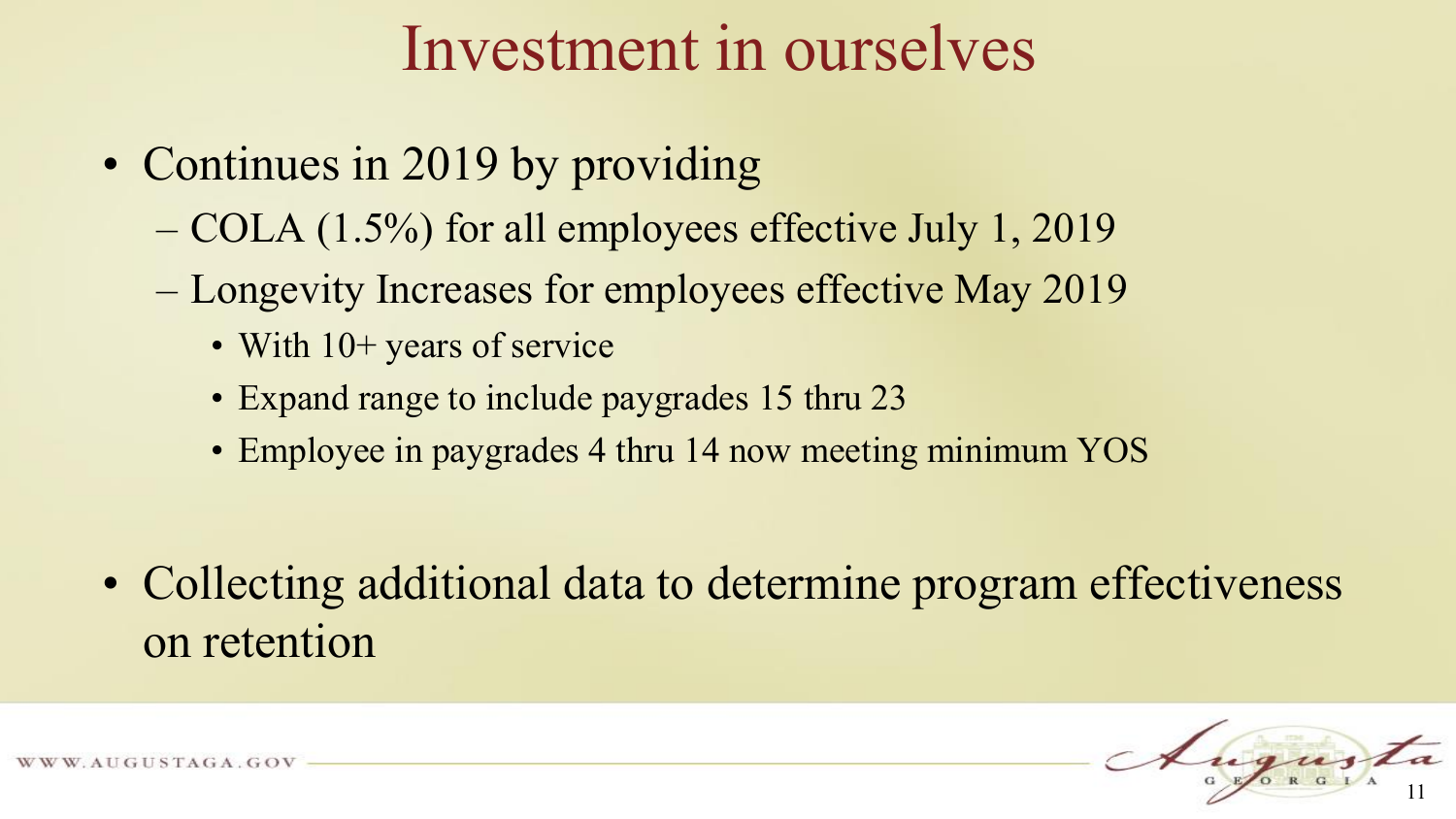# Investment in ourselves

- Continues in 2019 by providing
  - COLA (1.5%) for all employees effective July 1, 2019
  - Longevity Increases for employees effective May 2019
    - With 10+ years of service
    - Expand range to include paygrades 15 thru 23
    - Employee in paygrades 4 thru 14 now meeting minimum YOS

- Collecting additional data to determine program effectiveness on retention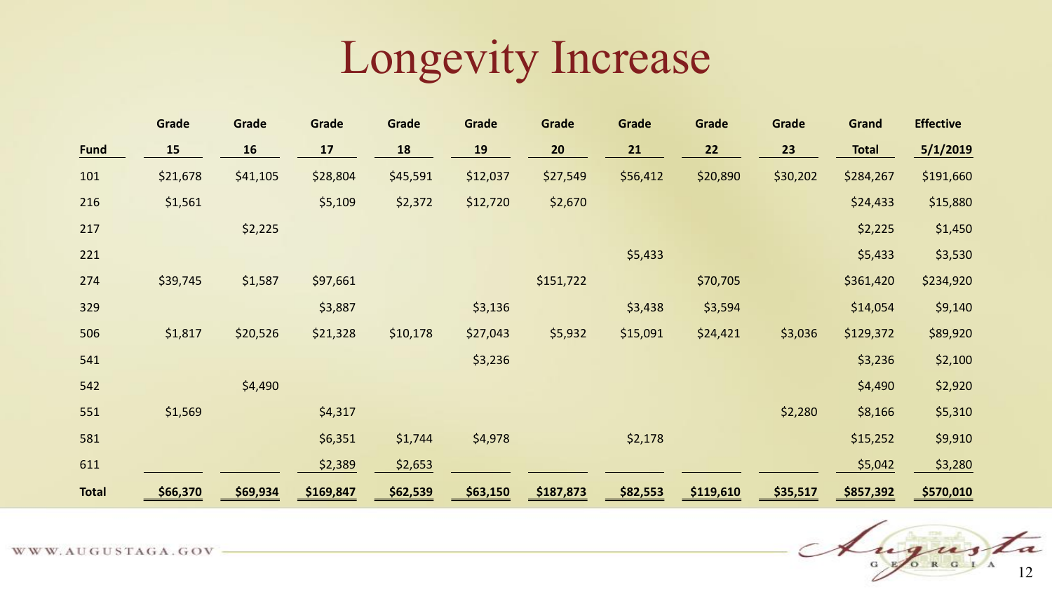# Longevity Increase

| Fund | Grade 15 | Grade 16 | Grade 17 | Grade 18 | Grade 19 | Grade 20 | Grade 21 | Grade 22 | Grade 23 | Grand Total | Effective 5/1/2019 |
|---|---|---|---|---|---|---|---|---|---|---|---|
| 101 | $21,678 | $41,105 | $28,804 | $45,591 | $12,037 | $27,549 | $56,412 | $20,890 | $30,202 | $284,267 | $191,660 |
| 216 | $1,561 | | $5,109 | $2,372 | $12,720 | $2,670 | | | | $24,433 | $15,880 |
| 217 | | $2,225 | | | | | | | | $2,225 | $1,450 |
| 221 | | | | | | | $5,433 | | | $5,433 | $3,530 |
| 274 | $39,745 | $1,587 | $97,661 | | | $151,722 | | $70,705 | | $361,420 | $234,920 |
| 329 | | | $3,887 | | $3,136 | | $3,438 | $3,594 | | $14,054 | $9,140 |
| 506 | $1,817 | $20,526 | $21,328 | $10,178 | $27,043 | $5,932 | $15,091 | $24,421 | $3,036 | $129,372 | $89,920 |
| 541 | | | | | $3,236 | | | | | $3,236 | $2,100 |
| 542 | | $4,490 | | | | | | | | $4,490 | $2,920 |
| 551 | $1,569 | | $4,317 | | | | | | $2,280 | $8,166 | $5,310 |
| 581 | | | $6,351 | $1,744 | $4,978 | | $2,178 | | | $15,252 | $9,910 |
| 611 | | | $2,389 | $2,653 | | | | | | $5,042 | $3,280 |
| **Total** | **$66,370** | **$69,934** | **$169,847** | **$62,539** | **$63,150** | **$187,873** | **$82,553** | **$119,610** | **$35,517** | **$857,392** | **$570,010** |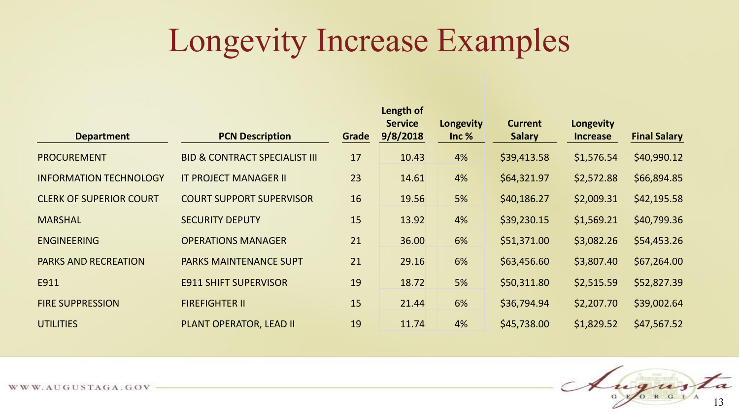# Longevity Increase Examples

| Department | PCN Description | Grade | Length of Service 9/8/2018 | Longevity Inc % | Current Salary | Longevity Increase | Final Salary |
|---|---|---|---|---|---|---|---|
| PROCUREMENT | BID & CONTRACT SPECIALIST III | 17 | 10.43 | 4% | $39,413.58 | $1,576.54 | $40,990.12 |
| INFORMATION TECHNOLOGY | IT PROJECT MANAGER II | 23 | 14.61 | 4% | $64,321.97 | $2,572.88 | $66,894.85 |
| CLERK OF SUPERIOR COURT | COURT SUPPORT SUPERVISOR | 16 | 19.56 | 5% | $40,186.27 | $2,009.31 | $42,195.58 |
| MARSHAL | SECURITY DEPUTY | 15 | 13.92 | 4% | $39,230.15 | $1,569.21 | $40,799.36 |
| ENGINEERING | OPERATIONS MANAGER | 21 | 36.00 | 6% | $51,371.00 | $3,082.26 | $54,453.26 |
| PARKS AND RECREATION | PARKS MAINTENANCE SUPT | 21 | 29.16 | 6% | $63,456.60 | $3,807.40 | $67,264.00 |
| E911 | E911 SHIFT SUPERVISOR | 19 | 18.72 | 5% | $50,311.80 | $2,515.59 | $52,827.39 |
| FIRE SUPPRESSION | FIREFIGHTER II | 15 | 21.44 | 6% | $36,794.94 | $2,207.70 | $39,002.64 |
| UTILITIES | PLANT OPERATOR, LEAD II | 19 | 11.74 | 4% | $45,738.00 | $1,829.52 | $47,567.52 |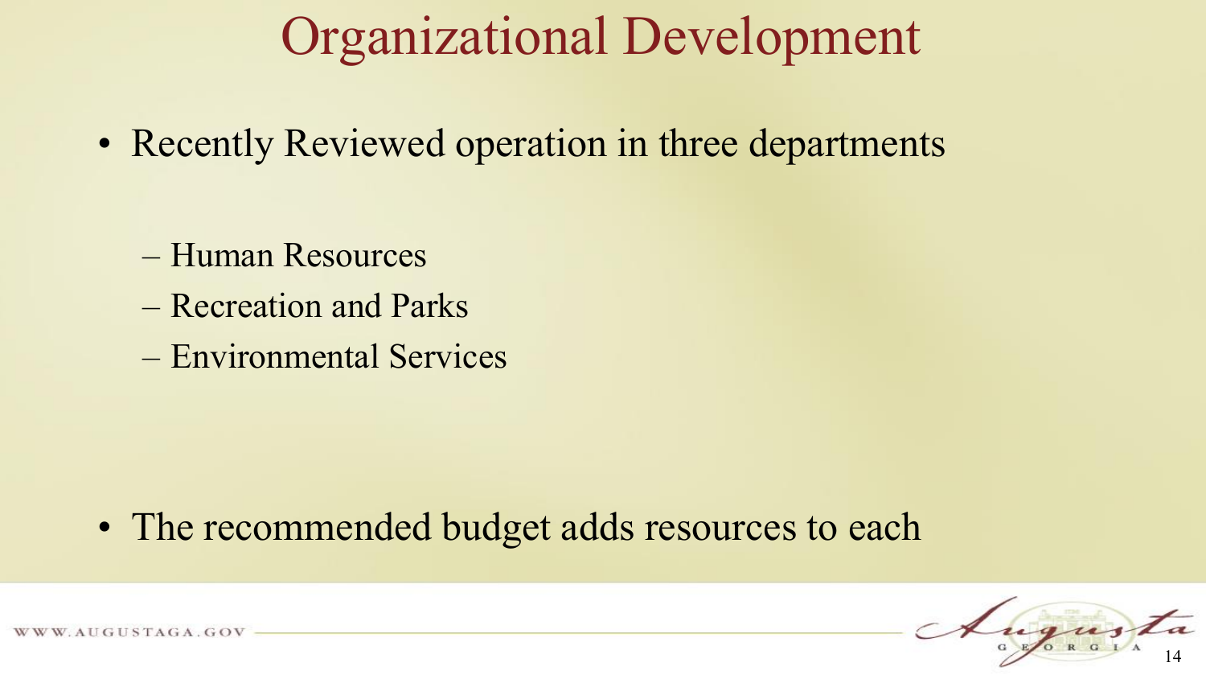# Organizational Development

- Recently Reviewed operation in three departments
  - Human Resources
  - Recreation and Parks
  - Environmental Services
- The recommended budget adds resources to each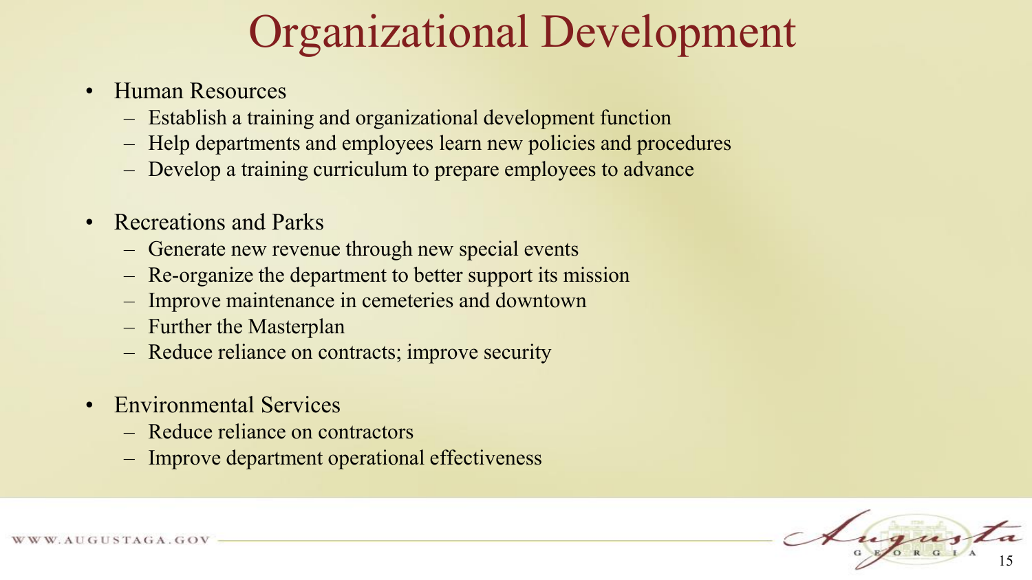# Organizational Development

- Human Resources
  - Establish a training and organizational development function
  - Help departments and employees learn new policies and procedures
  - Develop a training curriculum to prepare employees to advance

- Recreations and Parks
  - Generate new revenue through new special events
  - Re-organize the department to better support its mission
  - Improve maintenance in cemeteries and downtown
  - Further the Masterplan
  - Reduce reliance on contracts; improve security

- Environmental Services
  - Reduce reliance on contractors
  - Improve department operational effectiveness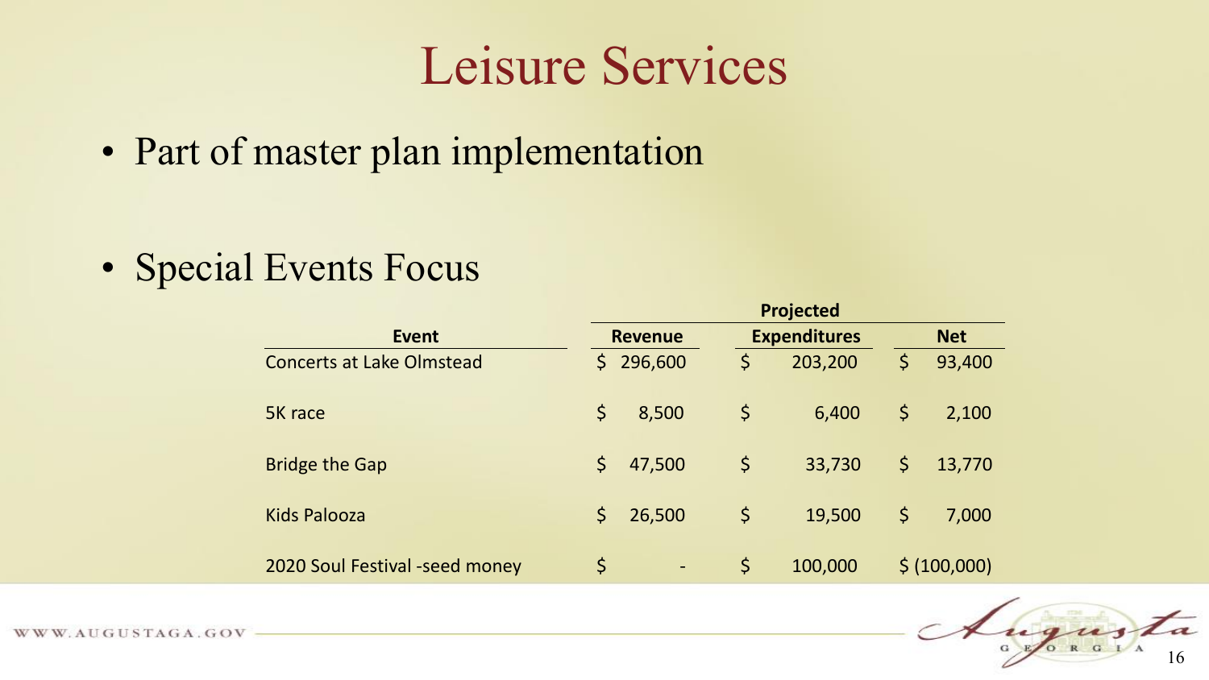# Leisure Services

- Part of master plan implementation

- Special Events Focus

| Event | Revenue | Projected Expenditures | Net |
|---|---|---|---|
| Concerts at Lake Olmstead | $ 296,600 | $ 203,200 | $ 93,400 |
| 5K race | $ 8,500 | $ 6,400 | $ 2,100 |
| Bridge the Gap | $ 47,500 | $ 33,730 | $ 13,770 |
| Kids Palooza | $ 26,500 | $ 19,500 | $ 7,000 |
| 2020 Soul Festival -seed money | $ - | $ 100,000 | $ (100,000) |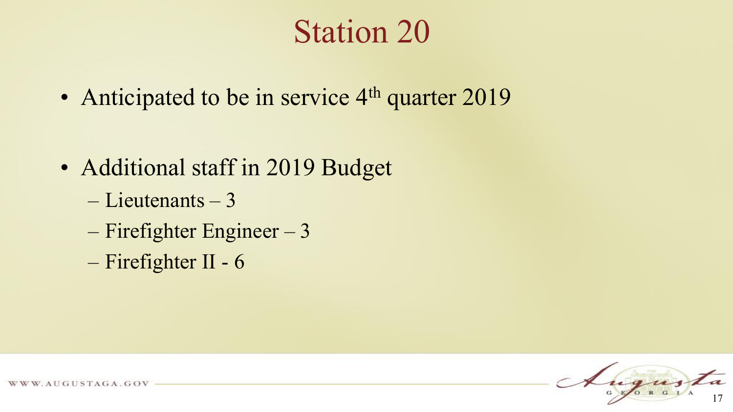# Station 20

- Anticipated to be in service 4th quarter 2019

- Additional staff in 2019 Budget
  - Lieutenants – 3
  - Firefighter Engineer – 3
  - Firefighter II - 6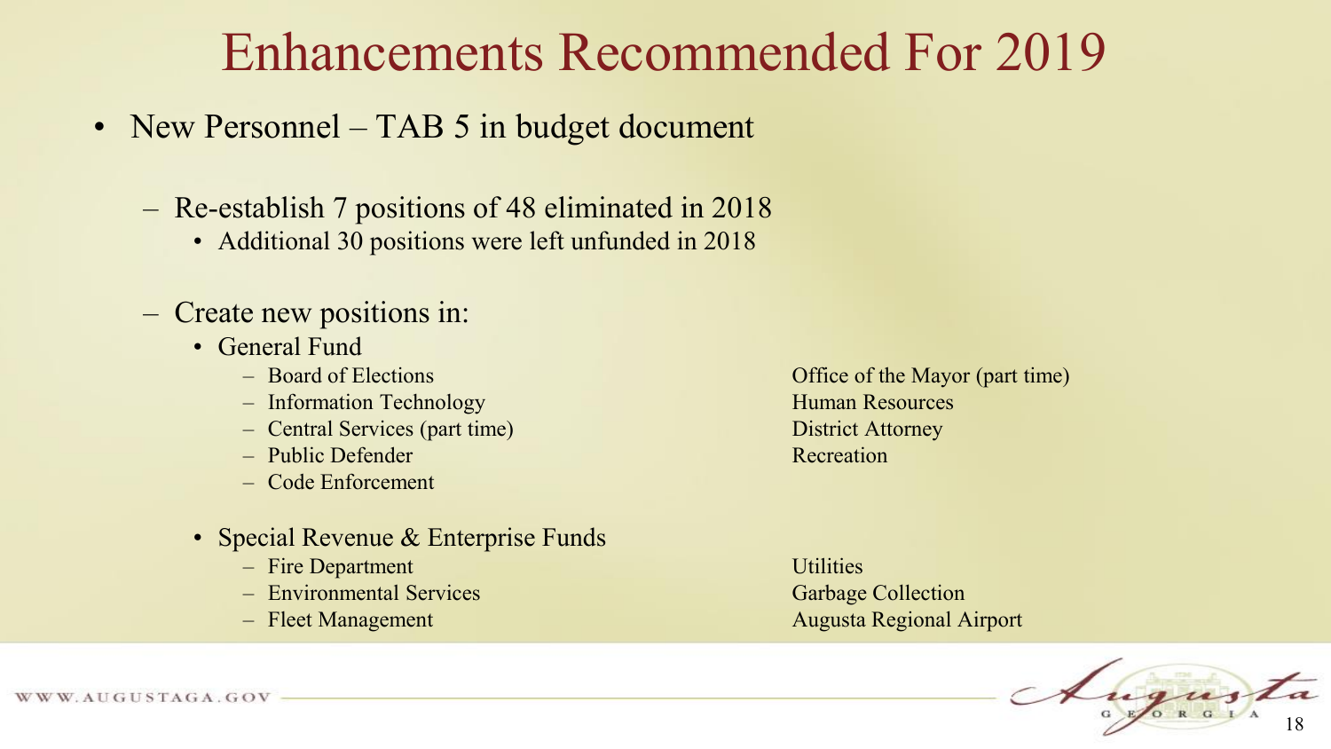# Enhancements Recommended For 2019

- New Personnel – TAB 5 in budget document
  - Re-establish 7 positions of 48 eliminated in 2018
    - Additional 30 positions were left unfunded in 2018
  - Create new positions in:
    - General Fund
      - Board of Elections
      - Information Technology
      - Central Services (part time)
      - Public Defender
      - Code Enforcement
      - Office of the Mayor (part time)
      - Human Resources
      - District Attorney
      - Recreation
    - Special Revenue & Enterprise Funds
      - Fire Department
      - Environmental Services
      - Fleet Management
      - Utilities
      - Garbage Collection
      - Augusta Regional Airport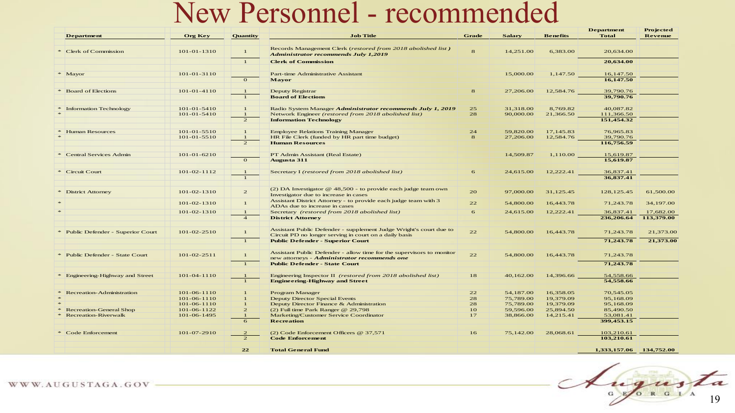# New Personnel - recommended

| | Department | Org Key | Quantity | Job Title | Grade | Salary | Benefits | Department Total | Projected Revenue |
|---|---|---|---|---|---|---|---|---|---|
| * | Clerk of Commission | 101-01-1310 | 1 | Records Management Clerk *(restored from 2018 abolished list)* ***Administrator recommends July 1,2019*** | 8 | 14,251.00 | 6,383.00 | 20,634.00 | |
| | | | 1 | **Clerk of Commission** | | | | **20,634.00** | |
| * | Mayor | 101-01-3110 | | Part-time Administrative Assistant | | 15,000.00 | 1,147.50 | 16,147.50 | |
| | | | 0 | **Mayor** | | | | **16,147.50** | |
| * | Board of Elections | 101-01-4110 | 1 | Deputy Registrar | 8 | 27,206.00 | 12,584.76 | 39,790.76 | |
| | | | 1 | **Board of Elections** | | | | **39,790.76** | |
| * | Information Technology | 101-01-5410 | 1 | Radio System Manager ***Administrator recommends July 1, 2019*** | 25 | 31,318.00 | 8,769.82 | 40,087.82 | |
| * | | 101-01-5410 | 1 | Network Engineer *(restored from 2018 abolished list)* | 28 | 90,000.00 | 21,366.50 | 111,366.50 | |
| | | | 2 | **Information Technology** | | | | **151,454.32** | |
| * | Human Resources | 101-01-5510 | 1 | Employee Relations Training Manager | 24 | 59,820.00 | 17,145.83 | 76,965.83 | |
| * | | 101-01-5510 | 1 | HR File Clerk (funded by HR part time budget) | 8 | 27,206.00 | 12,584.76 | 39,790.76 | |
| | | | 2 | **Human Resources** | | | | **116,756.59** | |
| * | Central Services Admin | 101-01-6210 | | PT Admin Assistant (Real Estate) | | 14,509.87 | 1,110.00 | 15,619.87 | |
| | | | 0 | **Augusta 311** | | | | **15,619.87** | |
| * | Circuit Court | 101-02-1112 | 1 | Secretary I *(restored from 2018 abolished list)* | 6 | 24,615.00 | 12,222.41 | 36,837.41 | |
| | | | 1 | | | | | **36,837.41** | |
| * | District Attorney | 101-02-1310 | 2 | (2) DA Investigator @ 48,500 - to provide each judge team own Investigator due to increase in cases | 20 | 97,000.00 | 31,125.45 | 128,125.45 | 61,500.00 |
| * | | 101-02-1310 | 1 | Assistant District Attorney - to provide each judge team with 3 ADAs due to increase in cases | 22 | 54,800.00 | 16,443.78 | 71,243.78 | 34,197.00 |
| * | | 101-02-1310 | 1 | Secretary *(restored from 2018 abolished list)* | 6 | 24,615.00 | 12,222.41 | 36,837.41 | 17,682.00 |
| | | | 4 | **District Attorney** | | | | **236,206.64** | **113,379.00** |
| * | Public Defender - Superior Court | 101-02-2510 | 1 | Assistant Public Defender - supplement Judge Wright's court due to Circuit PD no longer serving in court on a daily basis | 22 | 54,800.00 | 16,443.78 | 71,243.78 | 21,373.00 |
| | | | 1 | **Public Defender - Superior Court** | | | | **71,243.78** | **21,373.00** |
| * | Public Defender - State Court | 101-02-2511 | 1 | Assistant Public Defender - allow time for the supervisors to monitor new attorneys - ***Administrator recommends one*** | 22 | 54,800.00 | 16,443.78 | 71,243.78 | |
| | | | 1 | **Public Defender - State Court** | | | | **71,243.78** | |
| * | Engineering-Highway and Street | 101-04-1110 | 1 | Engineering Inspector II *(restored from 2018 abolished list)* | 18 | 40,162.00 | 14,396.66 | 54,558.66 | |
| | | | 1 | **Engineering-Highway and Street** | | | | **54,558.66** | |
| * | Recreation-Administration | 101-06-1110 | 1 | Program Manager | 22 | 54,187.00 | 16,358.05 | 70,545.05 | |
| * | | 101-06-1110 | 1 | Deputy Director Special Events | 28 | 75,789.00 | 19,379.09 | 95,168.09 | |
| * | | 101-06-1110 | 1 | Deputy Director Finance & Administration | 28 | 75,789.00 | 19,379.09 | 95,168.09 | |
| * | Recreation-General Shop | 101-06-1122 | 2 | (2) Full time Park Ranger @ 29,798 | 10 | 59,596.00 | 25,894.50 | 85,490.50 | |
| * | Recreation-Riverwalk | 101-06-1495 | 1 | Marketing/Customer Service Coordinator | 17 | 38,866.00 | 14,215.41 | 53,081.41 | |
| | | | 6 | **Recreation** | | | | **399,453.15** | |
| * | Code Enforcement | 101-07-2910 | 2 | (2) Code Enforcement Officers @ 37,571 | 16 | 75,142.00 | 28,068.61 | 103,210.61 | |
| | | | 2 | **Code Enforcement** | | | | **103,210.61** | |
| | | | **22** | **Total General Fund** | | | | **1,333,157.06** | **134,752.00** |

WWW.AUGUSTAGA.GOV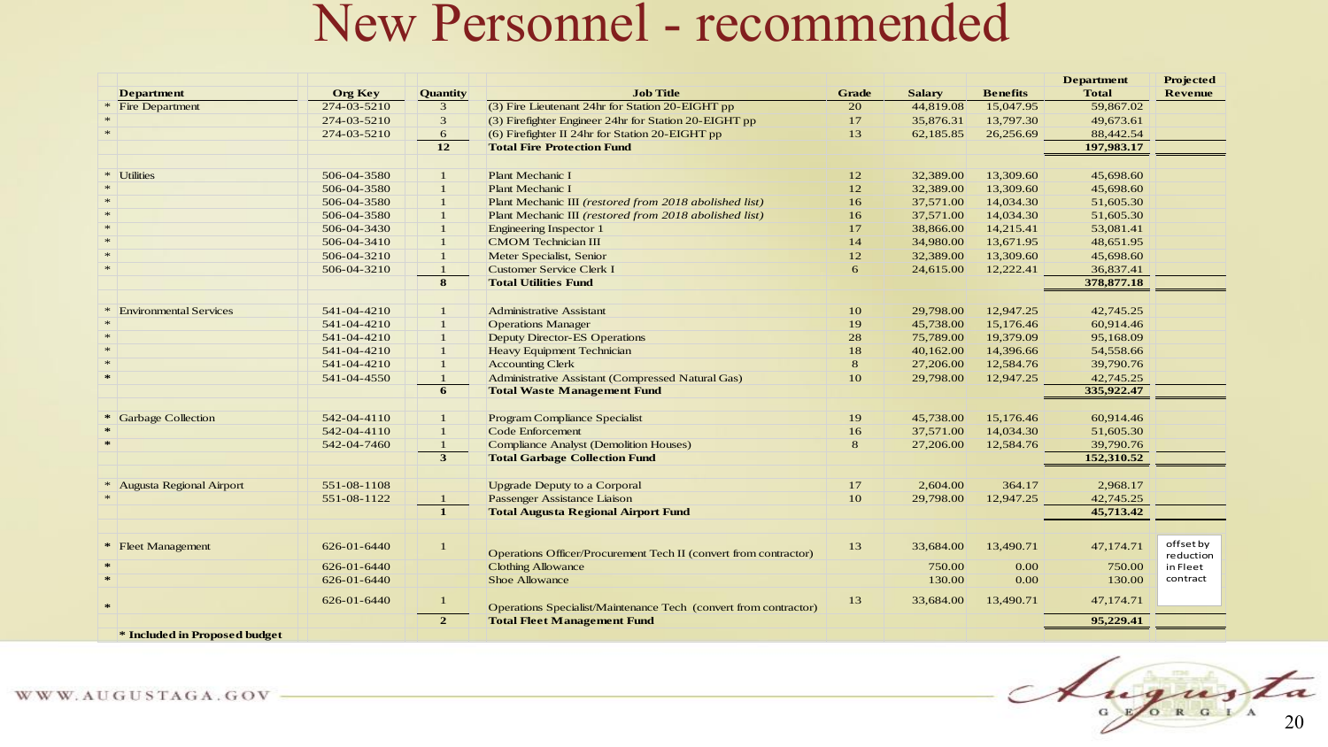# New Personnel - recommended

| | Department | Org Key | Quantity | Job Title | Grade | Salary | Benefits | Department Total | Projected Revenue |
|---|---|---|---|---|---|---|---|---|---|
| * | Fire Department | 274-03-5210 | 3 | (3) Fire Lieutenant 24hr for Station 20-EIGHT pp | 20 | 44,819.08 | 15,047.95 | 59,867.02 | |
| * | | 274-03-5210 | 3 | (3) Firefighter Engineer 24hr for Station 20-EIGHT pp | 17 | 35,876.31 | 13,797.30 | 49,673.61 | |
| * | | 274-03-5210 | 6 | (6) Firefighter II 24hr for Station 20-EIGHT pp | 13 | 62,185.85 | 26,256.69 | 88,442.54 | |
| | | | 12 | **Total Fire Protection Fund** | | | | 197,983.17 | |
| | | | | | | | | | |
| * | Utilities | 506-04-3580 | 1 | Plant Mechanic I | 12 | 32,389.00 | 13,309.60 | 45,698.60 | |
| * | | 506-04-3580 | 1 | Plant Mechanic I | 12 | 32,389.00 | 13,309.60 | 45,698.60 | |
| * | | 506-04-3580 | 1 | Plant Mechanic III *(restored from 2018 abolished list)* | 16 | 37,571.00 | 14,034.30 | 51,605.30 | |
| * | | 506-04-3580 | 1 | Plant Mechanic III *(restored from 2018 abolished list)* | 16 | 37,571.00 | 14,034.30 | 51,605.30 | |
| * | | 506-04-3430 | 1 | Engineering Inspector 1 | 17 | 38,866.00 | 14,215.41 | 53,081.41 | |
| * | | 506-04-3410 | 1 | CMOM Technician III | 14 | 34,980.00 | 13,671.95 | 48,651.95 | |
| * | | 506-04-3210 | 1 | Meter Specialist, Senior | 12 | 32,389.00 | 13,309.60 | 45,698.60 | |
| * | | 506-04-3210 | 1 | Customer Service Clerk I | 6 | 24,615.00 | 12,222.41 | 36,837.41 | |
| | | | 8 | **Total Utilities Fund** | | | | 378,877.18 | |
| | | | | | | | | | |
| * | Environmental Services | 541-04-4210 | 1 | Administrative Assistant | 10 | 29,798.00 | 12,947.25 | 42,745.25 | |
| * | | 541-04-4210 | 1 | Operations Manager | 19 | 45,738.00 | 15,176.46 | 60,914.46 | |
| * | | 541-04-4210 | 1 | Deputy Director-ES Operations | 28 | 75,789.00 | 19,379.09 | 95,168.09 | |
| * | | 541-04-4210 | 1 | Heavy Equipment Technician | 18 | 40,162.00 | 14,396.66 | 54,558.66 | |
| * | | 541-04-4210 | 1 | Accounting Clerk | 8 | 27,206.00 | 12,584.76 | 39,790.76 | |
| * | | 541-04-4550 | 1 | Administrative Assistant (Compressed Natural Gas) | 10 | 29,798.00 | 12,947.25 | 42,745.25 | |
| | | | 6 | **Total Waste Management Fund** | | | | 335,922.47 | |
| | | | | | | | | | |
| * | Garbage Collection | 542-04-4110 | 1 | Program Compliance Specialist | 19 | 45,738.00 | 15,176.46 | 60,914.46 | |
| * | | 542-04-4110 | 1 | Code Enforcement | 16 | 37,571.00 | 14,034.30 | 51,605.30 | |
| * | | 542-04-7460 | 1 | Compliance Analyst (Demolition Houses) | 8 | 27,206.00 | 12,584.76 | 39,790.76 | |
| | | | 3 | **Total Garbage Collection Fund** | | | | 152,310.52 | |
| | | | | | | | | | |
| * | Augusta Regional Airport | 551-08-1108 | | Upgrade Deputy to a Corporal | 17 | 2,604.00 | 364.17 | 2,968.17 | |
| * | | 551-08-1122 | 1 | Passenger Assistance Liaison | 10 | 29,798.00 | 12,947.25 | 42,745.25 | |
| | | | 1 | **Total Augusta Regional Airport Fund** | | | | 45,713.42 | |
| | | | | | | | | | |
| * | Fleet Management | 626-01-6440 | 1 | Operations Officer/Procurement Tech II (convert from contractor) | 13 | 33,684.00 | 13,490.71 | 47,174.71 | offset by reduction in Fleet contract |
| * | | 626-01-6440 | | Clothing Allowance | | 750.00 | 0.00 | 750.00 | |
| * | | 626-01-6440 | | Shoe Allowance | | 130.00 | 0.00 | 130.00 | |
| * | | 626-01-6440 | 1 | Operations Specialist/Maintenance Tech (convert from contractor) | 13 | 33,684.00 | 13,490.71 | 47,174.71 | |
| | | | 2 | **Total Fleet Management Fund** | | | | 95,229.41 | |

**\* Included in Proposed budget**

WWW.AUGUSTAGA.GOV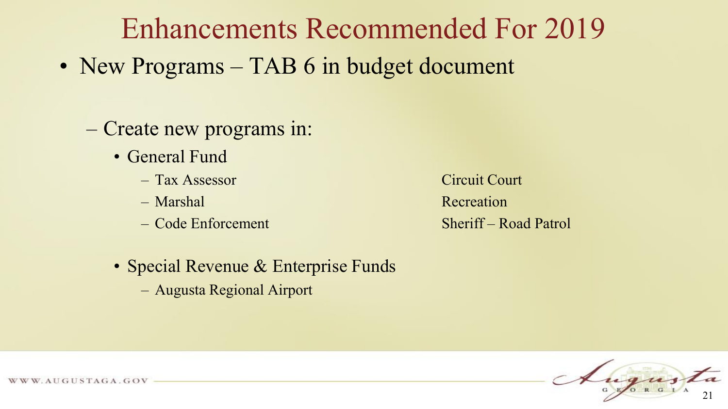# Enhancements Recommended For 2019

- New Programs – TAB 6 in budget document
  - Create new programs in:
    - General Fund
      - Tax Assessor
      - Marshal
      - Code Enforcement
      - Circuit Court
      - Recreation
      - Sheriff – Road Patrol
    - Special Revenue & Enterprise Funds
      - Augusta Regional Airport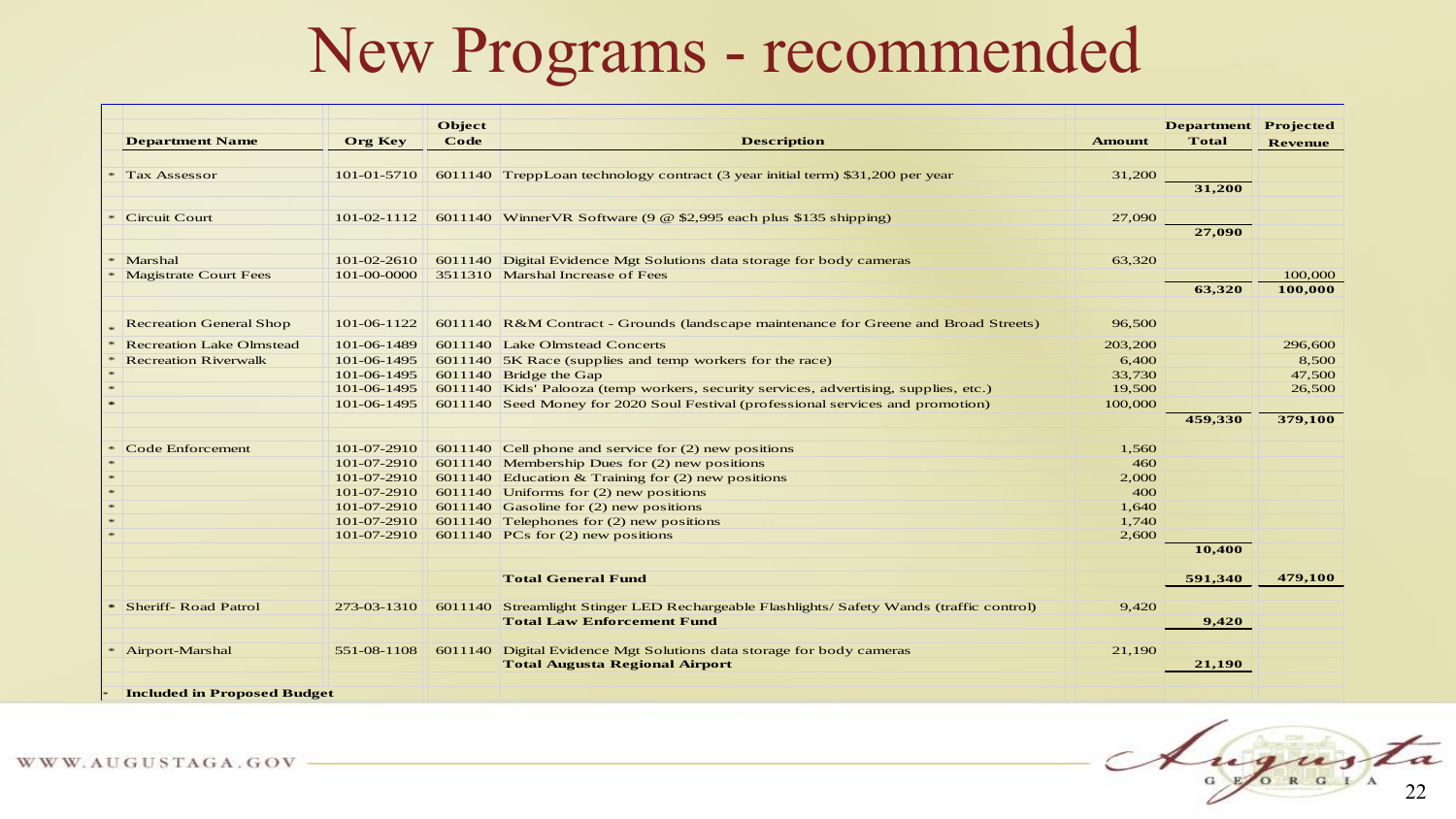# New Programs - recommended

| | Department Name | Org Key | Object Code | Description | Amount | Department Total | Projected Revenue |
|---|---|---|---|---|---|---|---|
| * | Tax Assessor | 101-01-5710 | 6011140 | TreppLoan technology contract (3 year initial term) $31,200 per year | 31,200 | | |
| | | | | | | 31,200 | |
| * | Circuit Court | 101-02-1112 | 6011140 | WinnerVR Software (9 @ $2,995 each plus $135 shipping) | 27,090 | | |
| | | | | | | 27,090 | |
| * | Marshal | 101-02-2610 | 6011140 | Digital Evidence Mgt Solutions data storage for body cameras | 63,320 | | |
| * | Magistrate Court Fees | 101-00-0000 | 3511310 | Marshal Increase of Fees | | | 100,000 |
| | | | | | | 63,320 | 100,000 |
| * | Recreation General Shop | 101-06-1122 | 6011140 | R&M Contract - Grounds (landscape maintenance for Greene and Broad Streets) | 96,500 | | |
| * | Recreation Lake Olmstead | 101-06-1489 | 6011140 | Lake Olmstead Concerts | 203,200 | | 296,600 |
| * | Recreation Riverwalk | 101-06-1495 | 6011140 | 5K Race (supplies and temp workers for the race) | 6,400 | | 8,500 |
| * | | 101-06-1495 | 6011140 | Bridge the Gap | 33,730 | | 47,500 |
| * | | 101-06-1495 | 6011140 | Kids' Palooza (temp workers, security services, advertising, supplies, etc.) | 19,500 | | 26,500 |
| * | | 101-06-1495 | 6011140 | Seed Money for 2020 Soul Festival (professional services and promotion) | 100,000 | | |
| | | | | | | 459,330 | 379,100 |
| * | Code Enforcement | 101-07-2910 | 6011140 | Cell phone and service for (2) new positions | 1,560 | | |
| * | | 101-07-2910 | 6011140 | Membership Dues for (2) new positions | 460 | | |
| * | | 101-07-2910 | 6011140 | Education & Training for (2) new positions | 2,000 | | |
| * | | 101-07-2910 | 6011140 | Uniforms for (2) new positions | 400 | | |
| * | | 101-07-2910 | 6011140 | Gasoline for (2) new positions | 1,640 | | |
| * | | 101-07-2910 | 6011140 | Telephones for (2) new positions | 1,740 | | |
| * | | 101-07-2910 | 6011140 | PCs for (2) new positions | 2,600 | | |
| | | | | | | 10,400 | |
| | | | | **Total General Fund** | | 591,340 | 479,100 |
| * | Sheriff- Road Patrol | 273-03-1310 | 6011140 | Streamlight Stinger LED Rechargeable Flashlights/ Safety Wands (traffic control) | 9,420 | | |
| | | | | **Total Law Enforcement Fund** | | 9,420 | |
| * | Airport-Marshal | 551-08-1108 | 6011140 | Digital Evidence Mgt Solutions data storage for body cameras | 21,190 | | |
| | | | | **Total Augusta Regional Airport** | | 21,190 | |

\* **Included in Proposed Budget**

WWW.AUGUSTAGA.GOV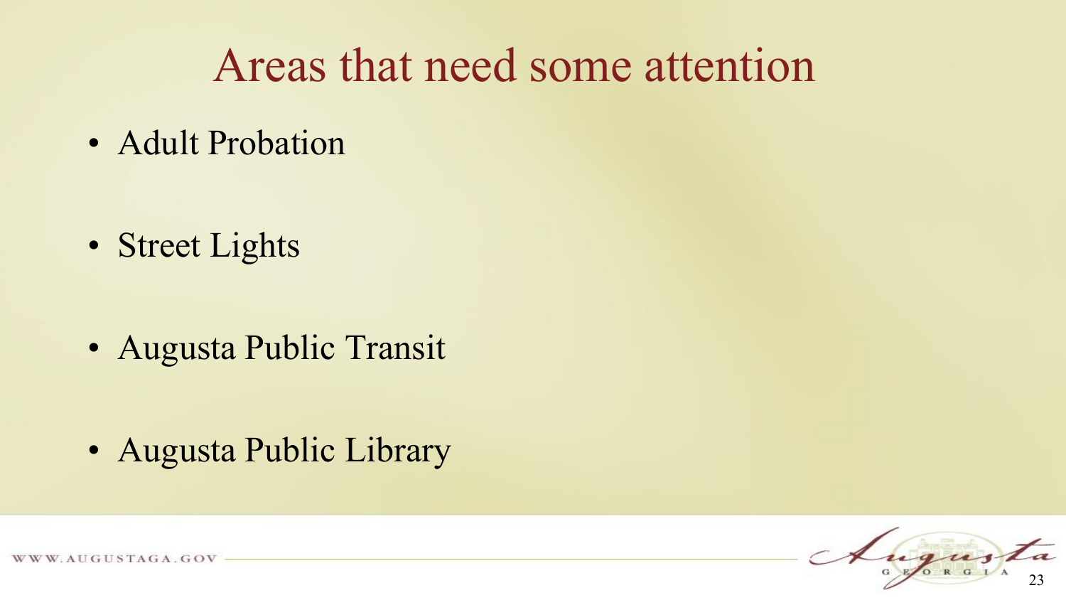# Areas that need some attention

- Adult Probation
- Street Lights
- Augusta Public Transit
- Augusta Public Library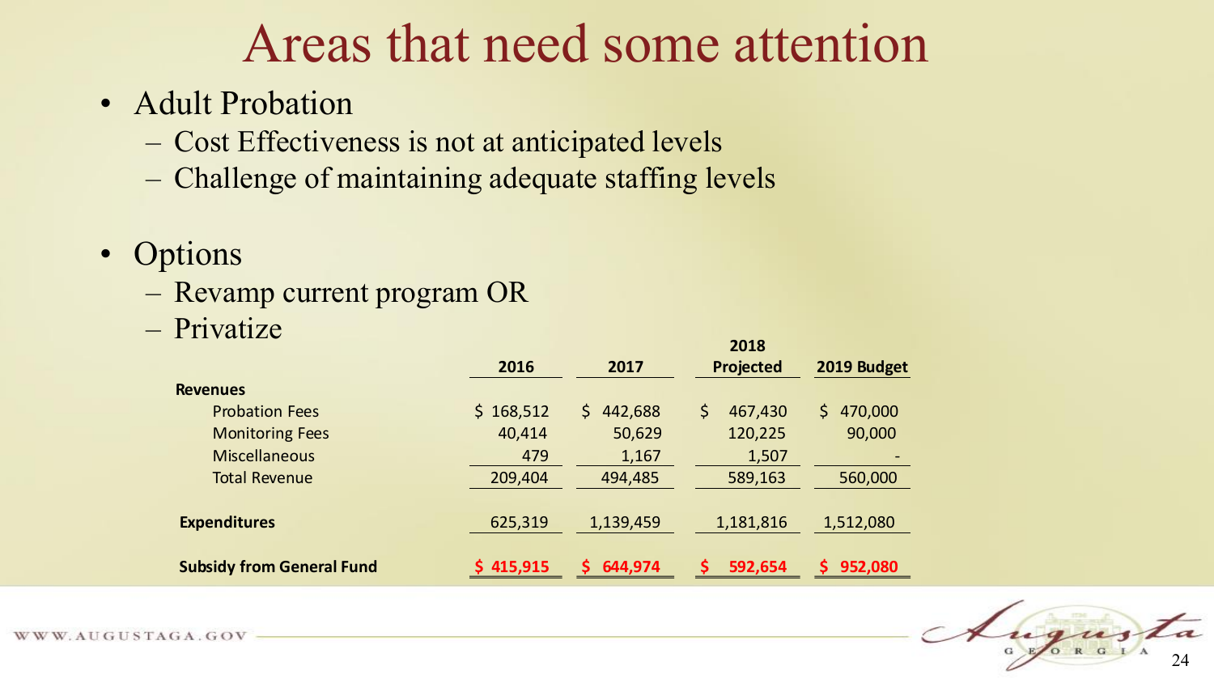# Areas that need some attention

- Adult Probation
  - Cost Effectiveness is not at anticipated levels
  - Challenge of maintaining adequate staffing levels

- Options
  - Revamp current program OR
  - Privatize

| | 2016 | 2017 | 2018 Projected | 2019 Budget |
|---|---|---|---|---|
| **Revenues** | | | | |
| Probation Fees | $ 168,512 | $ 442,688 | $ 467,430 | $ 470,000 |
| Monitoring Fees | 40,414 | 50,629 | 120,225 | 90,000 |
| Miscellaneous | 479 | 1,167 | 1,507 | - |
| Total Revenue | 209,404 | 494,485 | 589,163 | 560,000 |
| **Expenditures** | 625,319 | 1,139,459 | 1,181,816 | 1,512,080 |
| **Subsidy from General Fund** | **$ 415,915** | **$ 644,974** | **$ 592,654** | **$ 952,080** |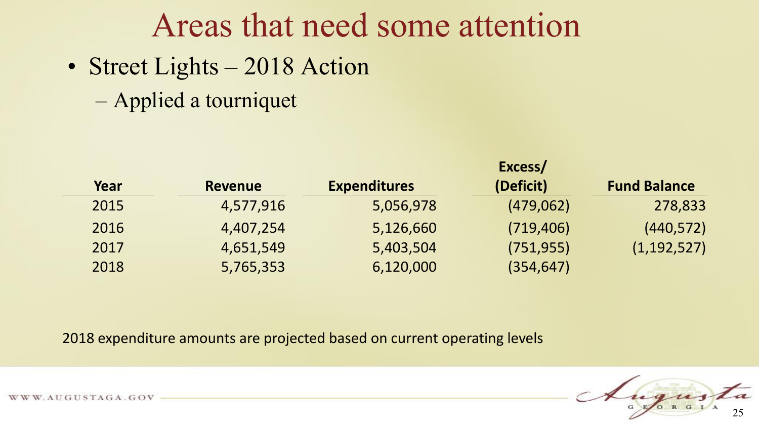# Areas that need some attention

- Street Lights – 2018 Action
  - Applied a tourniquet

| Year | Revenue | Expenditures | Excess/ (Deficit) | Fund Balance |
|---|---|---|---|---|
| 2015 | 4,577,916 | 5,056,978 | (479,062) | 278,833 |
| 2016 | 4,407,254 | 5,126,660 | (719,406) | (440,572) |
| 2017 | 4,651,549 | 5,403,504 | (751,955) | (1,192,527) |
| 2018 | 5,765,353 | 6,120,000 | (354,647) | |

2018 expenditure amounts are projected based on current operating levels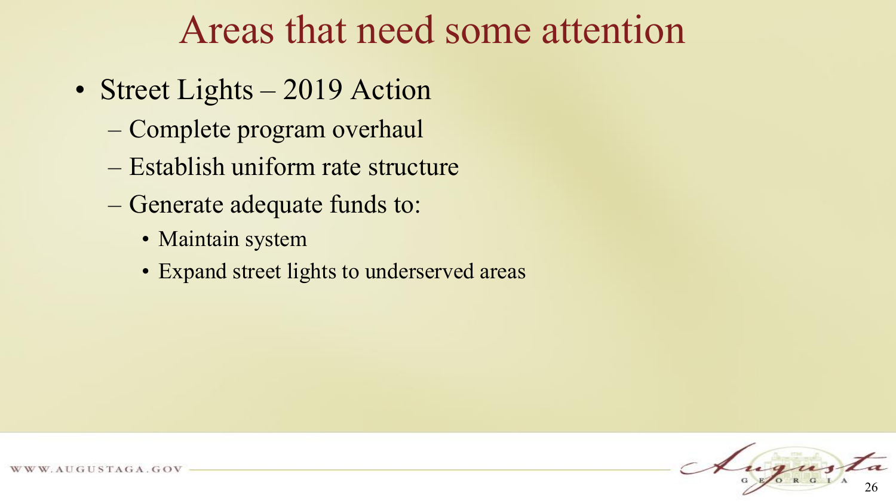# Areas that need some attention

- Street Lights – 2019 Action
  - Complete program overhaul
  - Establish uniform rate structure
  - Generate adequate funds to:
    - Maintain system
    - Expand street lights to underserved areas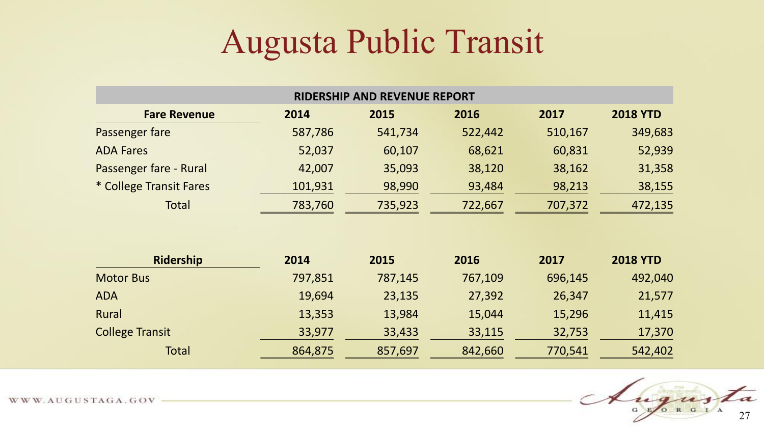# Augusta Public Transit

| RIDERSHIP AND REVENUE REPORT | | | | | |
|---|---|---|---|---|---|
| **Fare Revenue** | **2014** | **2015** | **2016** | **2017** | **2018 YTD** |
| Passenger fare | 587,786 | 541,734 | 522,442 | 510,167 | 349,683 |
| ADA Fares | 52,037 | 60,107 | 68,621 | 60,831 | 52,939 |
| Passenger fare - Rural | 42,007 | 35,093 | 38,120 | 38,162 | 31,358 |
| * College Transit Fares | 101,931 | 98,990 | 93,484 | 98,213 | 38,155 |
| Total | 783,760 | 735,923 | 722,667 | 707,372 | 472,135 |

| **Ridership** | **2014** | **2015** | **2016** | **2017** | **2018 YTD** |
|---|---|---|---|---|---|
| Motor Bus | 797,851 | 787,145 | 767,109 | 696,145 | 492,040 |
| ADA | 19,694 | 23,135 | 27,392 | 26,347 | 21,577 |
| Rural | 13,353 | 13,984 | 15,044 | 15,296 | 11,415 |
| College Transit | 33,977 | 33,433 | 33,115 | 32,753 | 17,370 |
| Total | 864,875 | 857,697 | 842,660 | 770,541 | 542,402 |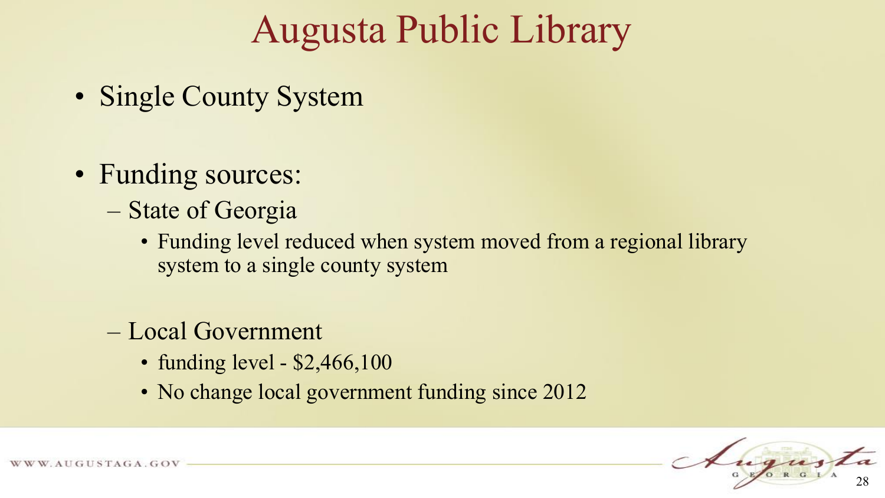# Augusta Public Library

- Single County System

- Funding sources:
  - State of Georgia
    - Funding level reduced when system moved from a regional library system to a single county system
  - Local Government
    - funding level - $2,466,100
    - No change local government funding since 2012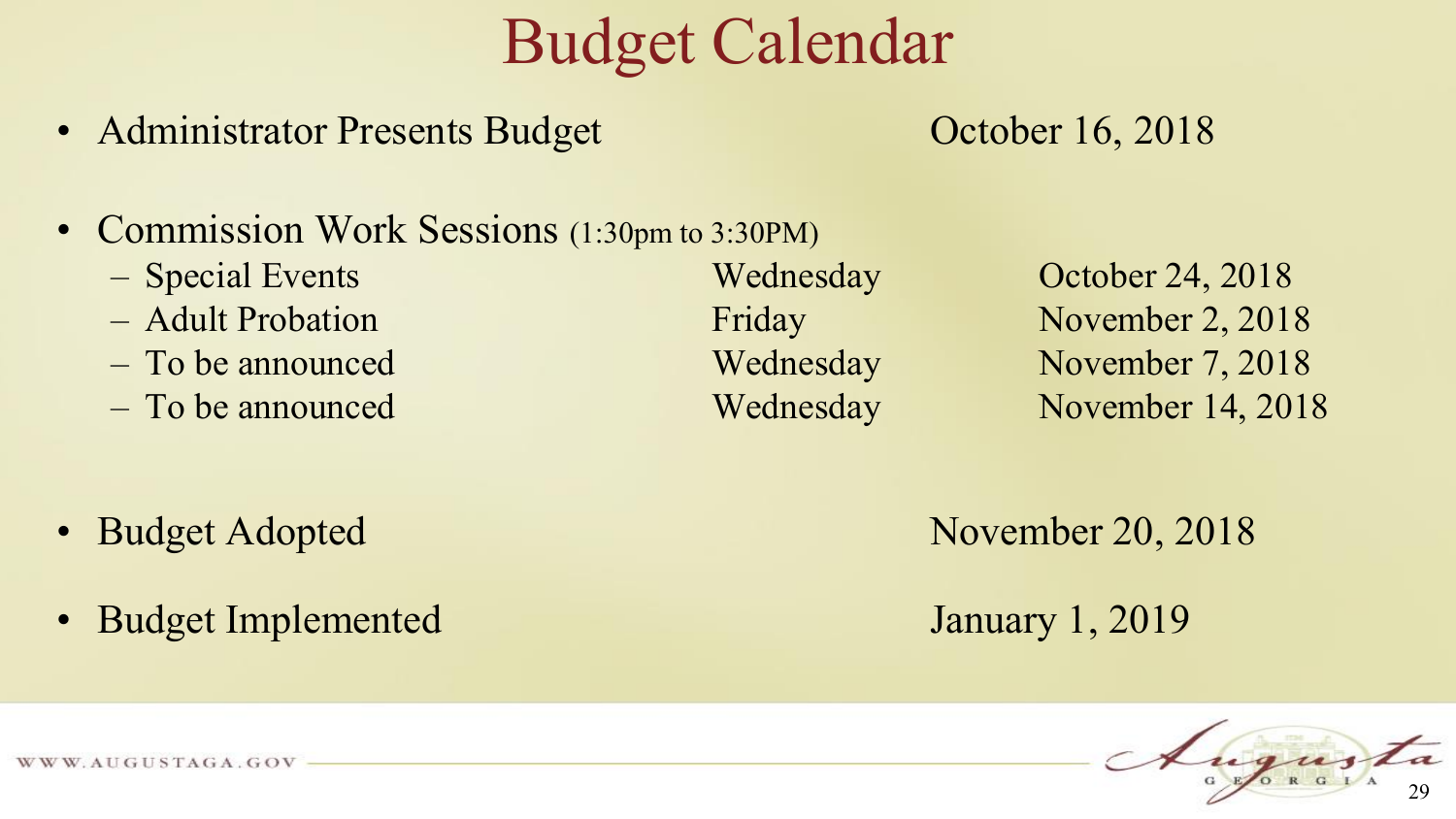# Budget Calendar

- Administrator Presents Budget — October 16, 2018

- Commission Work Sessions (1:30pm to 3:30PM)
  - Special Events — Wednesday — October 24, 2018
  - Adult Probation — Friday — November 2, 2018
  - To be announced — Wednesday — November 7, 2018
  - To be announced — Wednesday — November 14, 2018

- Budget Adopted — November 20, 2018

- Budget Implemented — January 1, 2019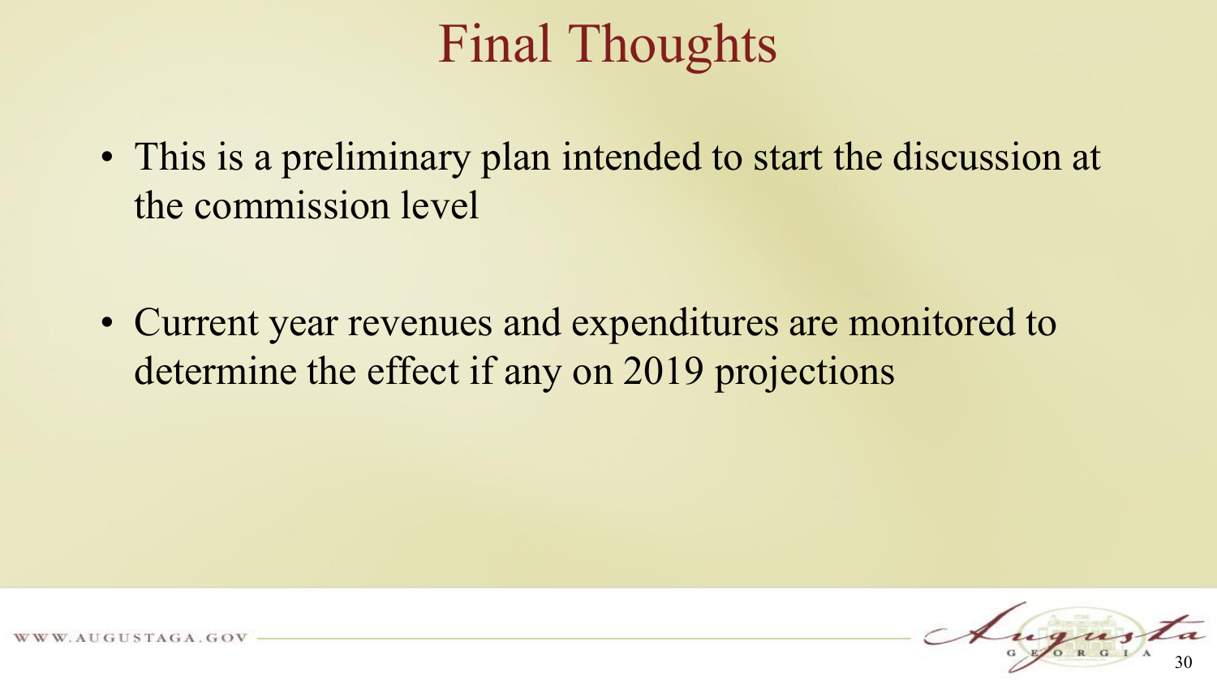# Final Thoughts

- This is a preliminary plan intended to start the discussion at the commission level

- Current year revenues and expenditures are monitored to determine the effect if any on 2019 projections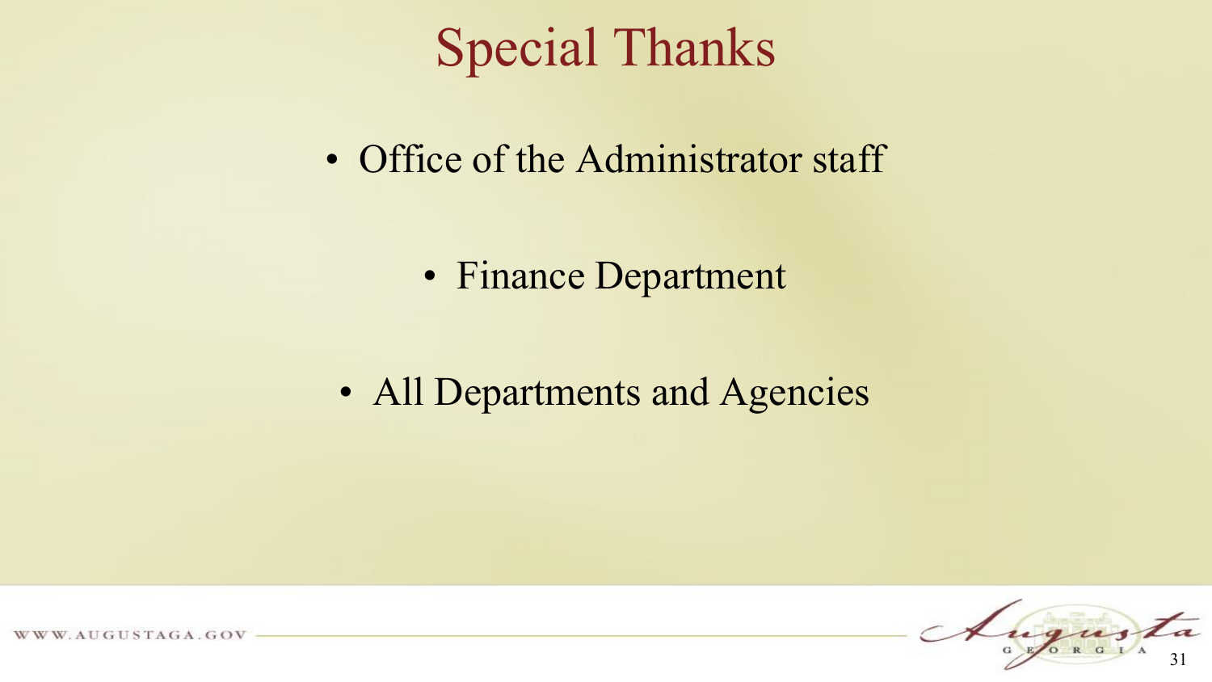# Special Thanks

- Office of the Administrator staff
- Finance Department
- All Departments and Agencies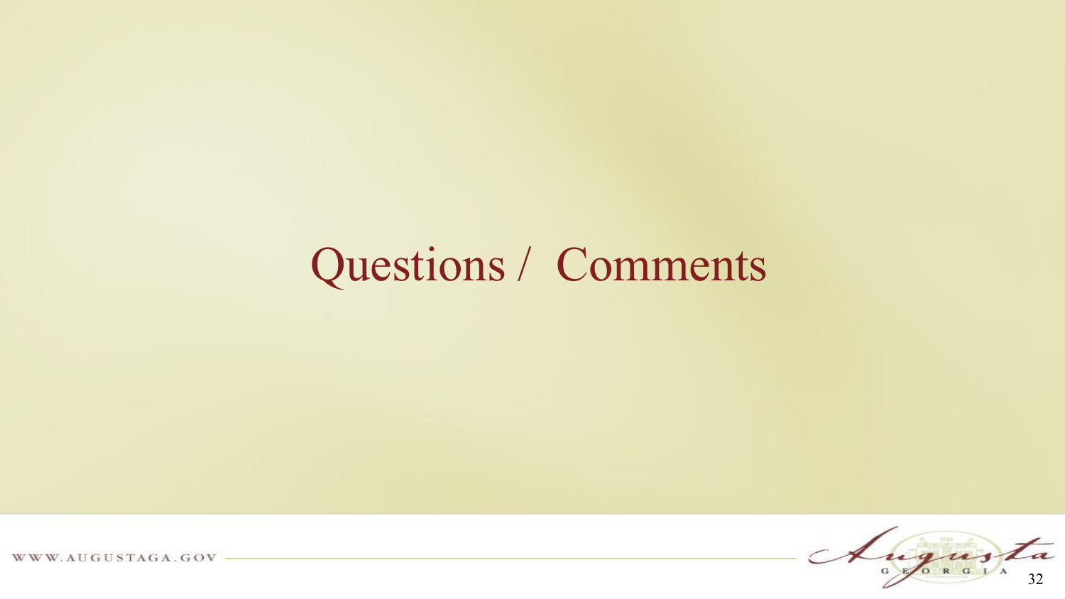# Questions / Comments